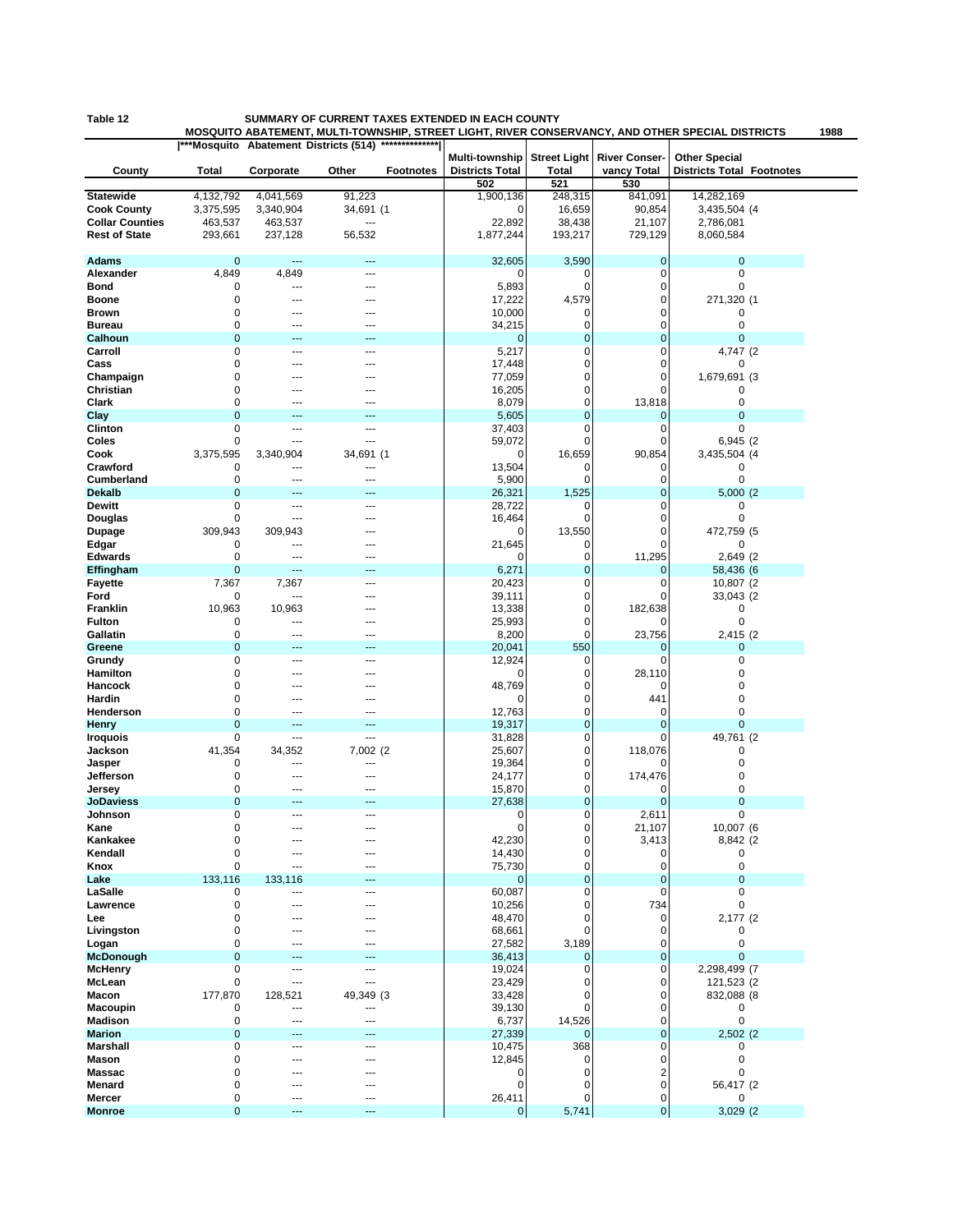**Table 12** SUMMARY OF CURRENT TAXES EXTENDED IN EACH COUNTY

MOSQUITO ABATEMENT, MULTI-TOWNSHIP, STREET LIGHT, RIVER CONSERVANCY, AND OTHER SPECIAL DISTRICTS 1988

| | \|***Mosquito Abatement Districts (514) **************\| | | | | | | | | |
|---|---|---|---|---|---|---|---|---|---|
| County | Total | Corporate | Other | Footnotes | Multi-township Districts Total | Street Light Total | River Conser-vancy Total | Other Special Districts Total | Footnotes |
| | | | | | 502 | 521 | 530 | | |
| Statewide | 4,132,792 | 4,041,569 | 91,223 | | 1,900,136 | 248,315 | 841,091 | 14,282,169 | |
| Cook County | 3,375,595 | 3,340,904 | 34,691 | (1 | 0 | 16,659 | 90,854 | 3,435,504 | (4 |
| Collar Counties | 463,537 | 463,537 | --- | | 22,892 | 38,438 | 21,107 | 2,786,081 | |
| Rest of State | 293,661 | 237,128 | 56,532 | | 1,877,244 | 193,217 | 729,129 | 8,060,584 | |
| Adams | 0 | --- | --- | | 32,605 | 3,590 | 0 | 0 | |
| Alexander | 4,849 | 4,849 | --- | | 0 | 0 | 0 | 0 | |
| Bond | 0 | --- | --- | | 5,893 | 0 | 0 | 0 | |
| Boone | 0 | --- | --- | | 17,222 | 4,579 | 0 | 271,320 | (1 |
| Brown | 0 | --- | --- | | 10,000 | 0 | 0 | 0 | |
| Bureau | 0 | --- | --- | | 34,215 | 0 | 0 | 0 | |
| Calhoun | 0 | --- | --- | | 0 | 0 | 0 | 0 | |
| Carroll | 0 | --- | --- | | 5,217 | 0 | 0 | 4,747 | (2 |
| Cass | 0 | --- | --- | | 17,448 | 0 | 0 | 0 | |
| Champaign | 0 | --- | --- | | 77,059 | 0 | 0 | 1,679,691 | (3 |
| Christian | 0 | --- | --- | | 16,205 | 0 | 0 | 0 | |
| Clark | 0 | --- | --- | | 8,079 | 0 | 13,818 | 0 | |
| Clay | 0 | --- | --- | | 5,605 | 0 | 0 | 0 | |
| Clinton | 0 | --- | --- | | 37,403 | 0 | 0 | 0 | |
| Coles | 0 | --- | --- | | 59,072 | 0 | 0 | 6,945 | (2 |
| Cook | 3,375,595 | 3,340,904 | 34,691 | (1 | 0 | 16,659 | 90,854 | 3,435,504 | (4 |
| Crawford | 0 | --- | --- | | 13,504 | 0 | 0 | 0 | |
| Cumberland | 0 | --- | --- | | 5,900 | 0 | 0 | 0 | |
| Dekalb | 0 | --- | --- | | 26,321 | 1,525 | 0 | 5,000 | (2 |
| Dewitt | 0 | --- | --- | | 28,722 | 0 | 0 | 0 | |
| Douglas | 0 | --- | --- | | 16,464 | 0 | 0 | 0 | |
| Dupage | 309,943 | 309,943 | --- | | 0 | 13,550 | 0 | 472,759 | (5 |
| Edgar | 0 | --- | --- | | 21,645 | 0 | 0 | 0 | |
| Edwards | 0 | --- | --- | | 0 | 0 | 11,295 | 2,649 | (2 |
| Effingham | 0 | --- | --- | | 6,271 | 0 | 0 | 58,436 | (6 |
| Fayette | 7,367 | 7,367 | --- | | 20,423 | 0 | 0 | 10,807 | (2 |
| Ford | 0 | --- | --- | | 39,111 | 0 | 0 | 33,043 | (2 |
| Franklin | 10,963 | 10,963 | --- | | 13,338 | 0 | 182,638 | 0 | |
| Fulton | 0 | --- | --- | | 25,993 | 0 | 0 | 0 | |
| Gallatin | 0 | --- | --- | | 8,200 | 0 | 23,756 | 2,415 | (2 |
| Greene | 0 | --- | --- | | 20,041 | 550 | 0 | 0 | |
| Grundy | 0 | --- | --- | | 12,924 | 0 | 0 | 0 | |
| Hamilton | 0 | --- | --- | | 0 | 0 | 28,110 | 0 | |
| Hancock | 0 | --- | --- | | 48,769 | 0 | 0 | 0 | |
| Hardin | 0 | --- | --- | | 0 | 0 | 441 | 0 | |
| Henderson | 0 | --- | --- | | 12,763 | 0 | 0 | 0 | |
| Henry | 0 | --- | --- | | 19,317 | 0 | 0 | 0 | |
| Iroquois | 0 | --- | --- | | 31,828 | 0 | 0 | 49,761 | (2 |
| Jackson | 41,354 | 34,352 | 7,002 | (2 | 25,607 | 0 | 118,076 | 0 | |
| Jasper | 0 | --- | --- | | 19,364 | 0 | 0 | 0 | |
| Jefferson | 0 | --- | --- | | 24,177 | 0 | 174,476 | 0 | |
| Jersey | 0 | --- | --- | | 15,870 | 0 | 0 | 0 | |
| JoDaviess | 0 | --- | --- | | 27,638 | 0 | 0 | 0 | |
| Johnson | 0 | --- | --- | | 0 | 0 | 2,611 | 0 | |
| Kane | 0 | --- | --- | | 0 | 0 | 21,107 | 10,007 | (6 |
| Kankakee | 0 | --- | --- | | 42,230 | 0 | 3,413 | 8,842 | (2 |
| Kendall | 0 | --- | --- | | 14,430 | 0 | 0 | 0 | |
| Knox | 0 | --- | --- | | 75,730 | 0 | 0 | 0 | |
| Lake | 133,116 | 133,116 | --- | | 0 | 0 | 0 | 0 | |
| LaSalle | 0 | --- | --- | | 60,087 | 0 | 0 | 0 | |
| Lawrence | 0 | --- | --- | | 10,256 | 0 | 734 | 0 | |
| Lee | 0 | --- | --- | | 48,470 | 0 | 0 | 2,177 | (2 |
| Livingston | 0 | --- | --- | | 68,661 | 0 | 0 | 0 | |
| Logan | 0 | --- | --- | | 27,582 | 3,189 | 0 | 0 | |
| McDonough | 0 | --- | --- | | 36,413 | 0 | 0 | 0 | |
| McHenry | 0 | --- | --- | | 19,024 | 0 | 0 | 2,298,499 | (7 |
| McLean | 0 | --- | --- | | 23,429 | 0 | 0 | 121,523 | (2 |
| Macon | 177,870 | 128,521 | 49,349 | (3 | 33,428 | 0 | 0 | 832,088 | (8 |
| Macoupin | 0 | --- | --- | | 39,130 | 0 | 0 | 0 | |
| Madison | 0 | --- | --- | | 6,737 | 14,526 | 0 | 0 | |
| Marion | 0 | --- | --- | | 27,339 | 0 | 0 | 2,502 | (2 |
| Marshall | 0 | --- | --- | | 10,475 | 368 | 0 | 0 | |
| Mason | 0 | --- | --- | | 12,845 | 0 | 0 | 0 | |
| Massac | 0 | --- | --- | | 0 | 0 | 2 | 0 | |
| Menard | 0 | --- | --- | | 0 | 0 | 0 | 56,417 | (2 |
| Mercer | 0 | --- | --- | | 26,411 | 0 | 0 | 0 | |
| Monroe | 0 | --- | --- | | 0 | 5,741 | 0 | 3,029 | (2 |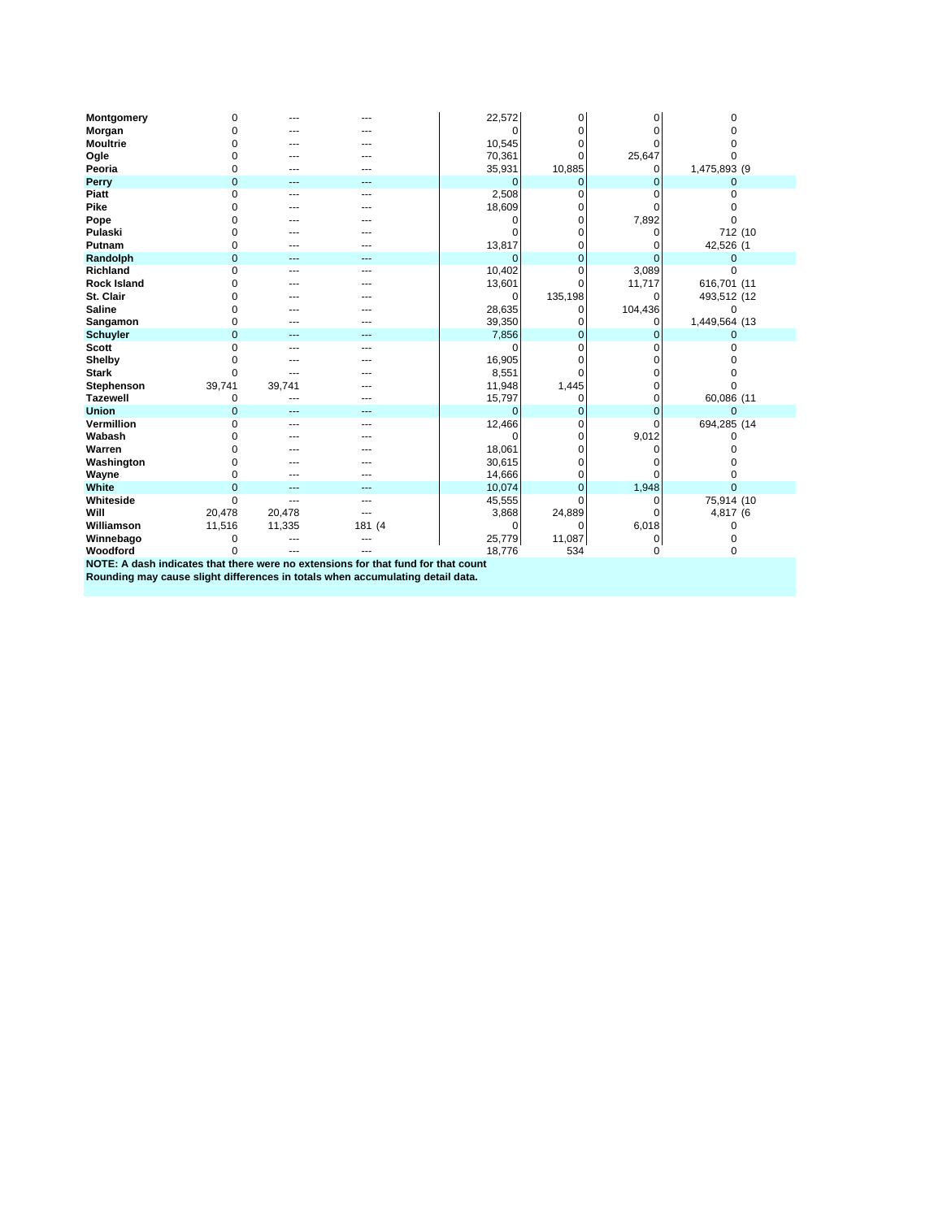| | | | | | | | |
|---|---|---|---|---|---|---|---|
| **Montgomery** | 0 | --- | --- | 22,572 | 0 | 0 | 0 |
| **Morgan** | 0 | --- | --- | 0 | 0 | 0 | 0 |
| **Moultrie** | 0 | --- | --- | 10,545 | 0 | 0 | 0 |
| **Ogle** | 0 | --- | --- | 70,361 | 0 | 25,647 | 0 |
| **Peoria** | 0 | --- | --- | 35,931 | 10,885 | 0 | 1,475,893 (9 |
| **Perry** | 0 | --- | --- | 0 | 0 | 0 | 0 |
| **Piatt** | 0 | --- | --- | 2,508 | 0 | 0 | 0 |
| **Pike** | 0 | --- | --- | 18,609 | 0 | 0 | 0 |
| **Pope** | 0 | --- | --- | 0 | 0 | 7,892 | 0 |
| **Pulaski** | 0 | --- | --- | 0 | 0 | 0 | 712 (10 |
| **Putnam** | 0 | --- | --- | 13,817 | 0 | 0 | 42,526 (1 |
| **Randolph** | 0 | --- | --- | 0 | 0 | 0 | 0 |
| **Richland** | 0 | --- | --- | 10,402 | 0 | 3,089 | 0 |
| **Rock Island** | 0 | --- | --- | 13,601 | 0 | 11,717 | 616,701 (11 |
| **St. Clair** | 0 | --- | --- | 0 | 135,198 | 0 | 493,512 (12 |
| **Saline** | 0 | --- | --- | 28,635 | 0 | 104,436 | 0 |
| **Sangamon** | 0 | --- | --- | 39,350 | 0 | 0 | 1,449,564 (13 |
| **Schuyler** | 0 | --- | --- | 7,856 | 0 | 0 | 0 |
| **Scott** | 0 | --- | --- | 0 | 0 | 0 | 0 |
| **Shelby** | 0 | --- | --- | 16,905 | 0 | 0 | 0 |
| **Stark** | 0 | --- | --- | 8,551 | 0 | 0 | 0 |
| **Stephenson** | 39,741 | 39,741 | --- | 11,948 | 1,445 | 0 | 0 |
| **Tazewell** | 0 | --- | --- | 15,797 | 0 | 0 | 60,086 (11 |
| **Union** | 0 | --- | --- | 0 | 0 | 0 | 0 |
| **Vermillion** | 0 | --- | --- | 12,466 | 0 | 0 | 694,285 (14 |
| **Wabash** | 0 | --- | --- | 0 | 0 | 9,012 | 0 |
| **Warren** | 0 | --- | --- | 18,061 | 0 | 0 | 0 |
| **Washington** | 0 | --- | --- | 30,615 | 0 | 0 | 0 |
| **Wayne** | 0 | --- | --- | 14,666 | 0 | 0 | 0 |
| **White** | 0 | --- | --- | 10,074 | 0 | 1,948 | 0 |
| **Whiteside** | 0 | --- | --- | 45,555 | 0 | 0 | 75,914 (10 |
| **Will** | 20,478 | 20,478 | --- | 3,868 | 24,889 | 0 | 4,817 (6 |
| **Williamson** | 11,516 | 11,335 | 181 (4 | 0 | 0 | 6,018 | 0 |
| **Winnebago** | 0 | --- | --- | 25,779 | 11,087 | 0 | 0 |
| **Woodford** | 0 | --- | --- | 18,776 | 534 | 0 | 0 |

**NOTE: A dash indicates that there were no extensions for that fund for that count**
**Rounding may cause slight differences in totals when accumulating detail data.**